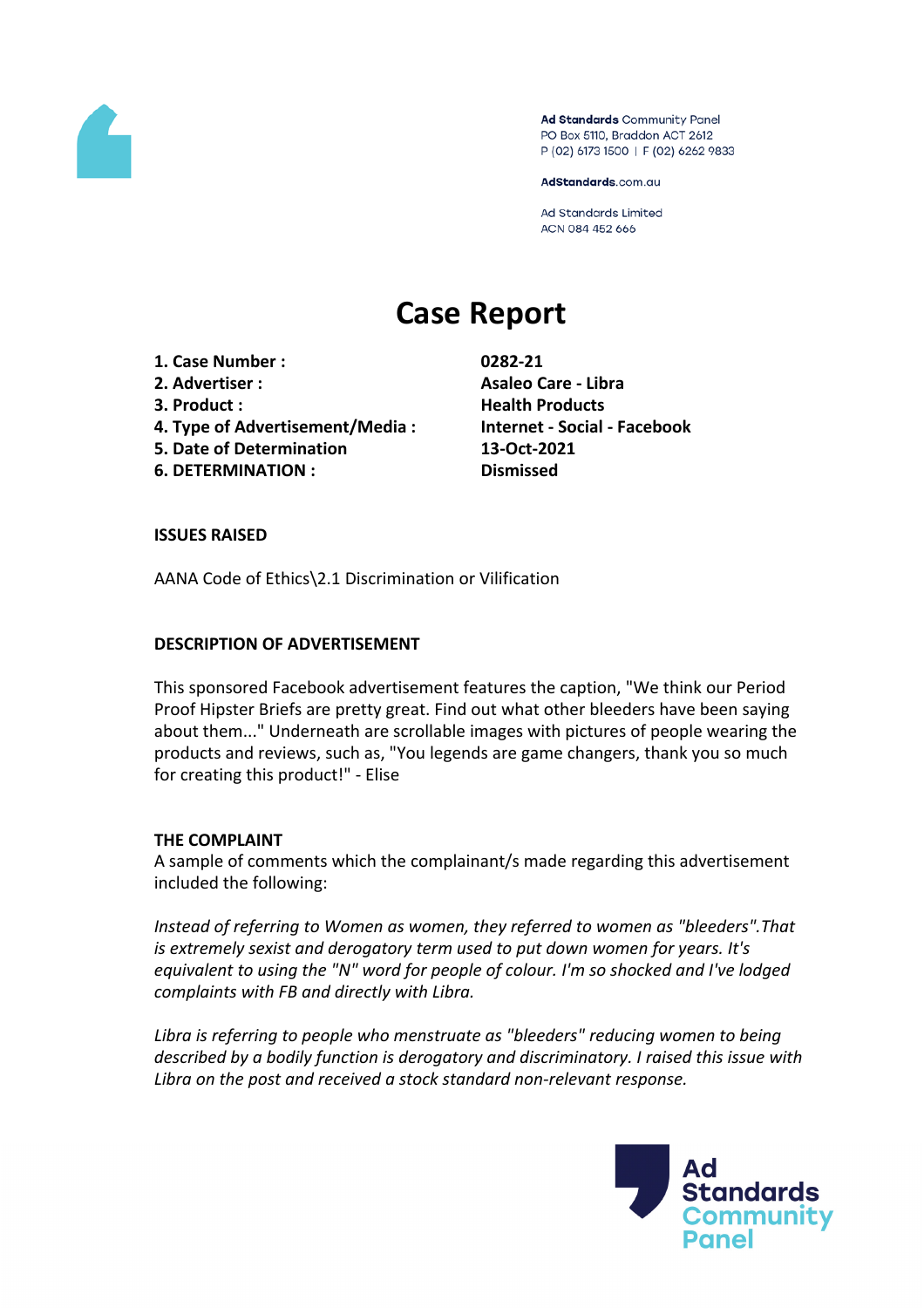Ad Standards Community Panel
PO Box 5110, Braddon ACT 2612
P (02) 6173 1500 | F (02) 6262 9833

AdStandards.com.au

Ad Standards Limited
ACN 084 452 666

# Case Report

| | |
|---|---|
| **1. Case Number :** | **0282-21** |
| **2. Advertiser :** | **Asaleo Care - Libra** |
| **3. Product :** | **Health Products** |
| **4. Type of Advertisement/Media :** | **Internet - Social - Facebook** |
| **5. Date of Determination** | **13-Oct-2021** |
| **6. DETERMINATION :** | **Dismissed** |

**ISSUES RAISED**

AANA Code of Ethics\2.1 Discrimination or Vilification

**DESCRIPTION OF ADVERTISEMENT**

This sponsored Facebook advertisement features the caption, "We think our Period Proof Hipster Briefs are pretty great. Find out what other bleeders have been saying about them..." Underneath are scrollable images with pictures of people wearing the products and reviews, such as, "You legends are game changers, thank you so much for creating this product!" - Elise

**THE COMPLAINT**

A sample of comments which the complainant/s made regarding this advertisement included the following:

*Instead of referring to Women as women, they referred to women as "bleeders".That is extremely sexist and derogatory term used to put down women for years. It's equivalent to using the "N" word for people of colour. I'm so shocked and I've lodged complaints with FB and directly with Libra.*

*Libra is referring to people who menstruate as "bleeders" reducing women to being described by a bodily function is derogatory and discriminatory. I raised this issue with Libra on the post and received a stock standard non-relevant response.*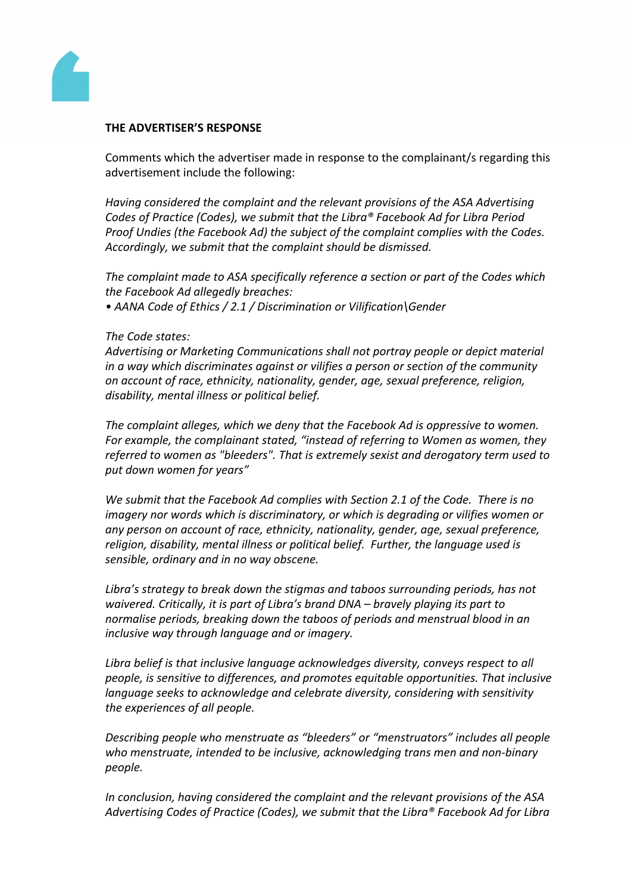**THE ADVERTISER'S RESPONSE**

Comments which the advertiser made in response to the complainant/s regarding this advertisement include the following:

*Having considered the complaint and the relevant provisions of the ASA Advertising Codes of Practice (Codes), we submit that the Libra® Facebook Ad for Libra Period Proof Undies (the Facebook Ad) the subject of the complaint complies with the Codes. Accordingly, we submit that the complaint should be dismissed.*

*The complaint made to ASA specifically reference a section or part of the Codes which the Facebook Ad allegedly breaches:*
*• AANA Code of Ethics / 2.1 / Discrimination or Vilification\Gender*

*The Code states:*
*Advertising or Marketing Communications shall not portray people or depict material in a way which discriminates against or vilifies a person or section of the community on account of race, ethnicity, nationality, gender, age, sexual preference, religion, disability, mental illness or political belief.*

*The complaint alleges, which we deny that the Facebook Ad is oppressive to women. For example, the complainant stated, "instead of referring to Women as women, they referred to women as "bleeders". That is extremely sexist and derogatory term used to put down women for years"*

*We submit that the Facebook Ad complies with Section 2.1 of the Code. There is no imagery nor words which is discriminatory, or which is degrading or vilifies women or any person on account of race, ethnicity, nationality, gender, age, sexual preference, religion, disability, mental illness or political belief. Further, the language used is sensible, ordinary and in no way obscene.*

*Libra's strategy to break down the stigmas and taboos surrounding periods, has not waivered. Critically, it is part of Libra's brand DNA – bravely playing its part to normalise periods, breaking down the taboos of periods and menstrual blood in an inclusive way through language and or imagery.*

*Libra belief is that inclusive language acknowledges diversity, conveys respect to all people, is sensitive to differences, and promotes equitable opportunities. That inclusive language seeks to acknowledge and celebrate diversity, considering with sensitivity the experiences of all people.*

*Describing people who menstruate as "bleeders" or "menstruators" includes all people who menstruate, intended to be inclusive, acknowledging trans men and non-binary people.*

*In conclusion, having considered the complaint and the relevant provisions of the ASA Advertising Codes of Practice (Codes), we submit that the Libra® Facebook Ad for Libra*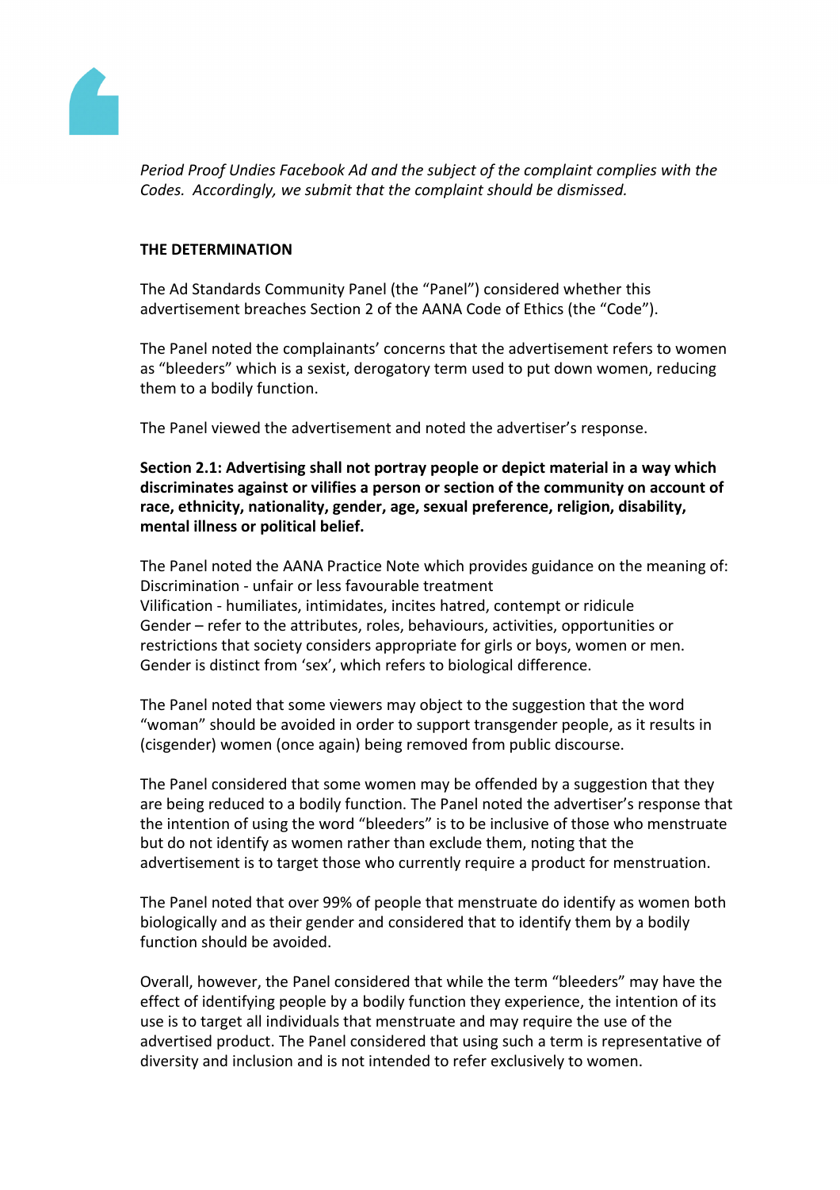*Period Proof Undies Facebook Ad and the subject of the complaint complies with the Codes. Accordingly, we submit that the complaint should be dismissed.*

**THE DETERMINATION**

The Ad Standards Community Panel (the "Panel") considered whether this advertisement breaches Section 2 of the AANA Code of Ethics (the "Code").

The Panel noted the complainants' concerns that the advertisement refers to women as "bleeders" which is a sexist, derogatory term used to put down women, reducing them to a bodily function.

The Panel viewed the advertisement and noted the advertiser's response.

**Section 2.1: Advertising shall not portray people or depict material in a way which discriminates against or vilifies a person or section of the community on account of race, ethnicity, nationality, gender, age, sexual preference, religion, disability, mental illness or political belief.**

The Panel noted the AANA Practice Note which provides guidance on the meaning of:
Discrimination - unfair or less favourable treatment
Vilification - humiliates, intimidates, incites hatred, contempt or ridicule
Gender – refer to the attributes, roles, behaviours, activities, opportunities or restrictions that society considers appropriate for girls or boys, women or men. Gender is distinct from 'sex', which refers to biological difference.

The Panel noted that some viewers may object to the suggestion that the word "woman" should be avoided in order to support transgender people, as it results in (cisgender) women (once again) being removed from public discourse.

The Panel considered that some women may be offended by a suggestion that they are being reduced to a bodily function. The Panel noted the advertiser's response that the intention of using the word "bleeders" is to be inclusive of those who menstruate but do not identify as women rather than exclude them, noting that the advertisement is to target those who currently require a product for menstruation.

The Panel noted that over 99% of people that menstruate do identify as women both biologically and as their gender and considered that to identify them by a bodily function should be avoided.

Overall, however, the Panel considered that while the term "bleeders" may have the effect of identifying people by a bodily function they experience, the intention of its use is to target all individuals that menstruate and may require the use of the advertised product. The Panel considered that using such a term is representative of diversity and inclusion and is not intended to refer exclusively to women.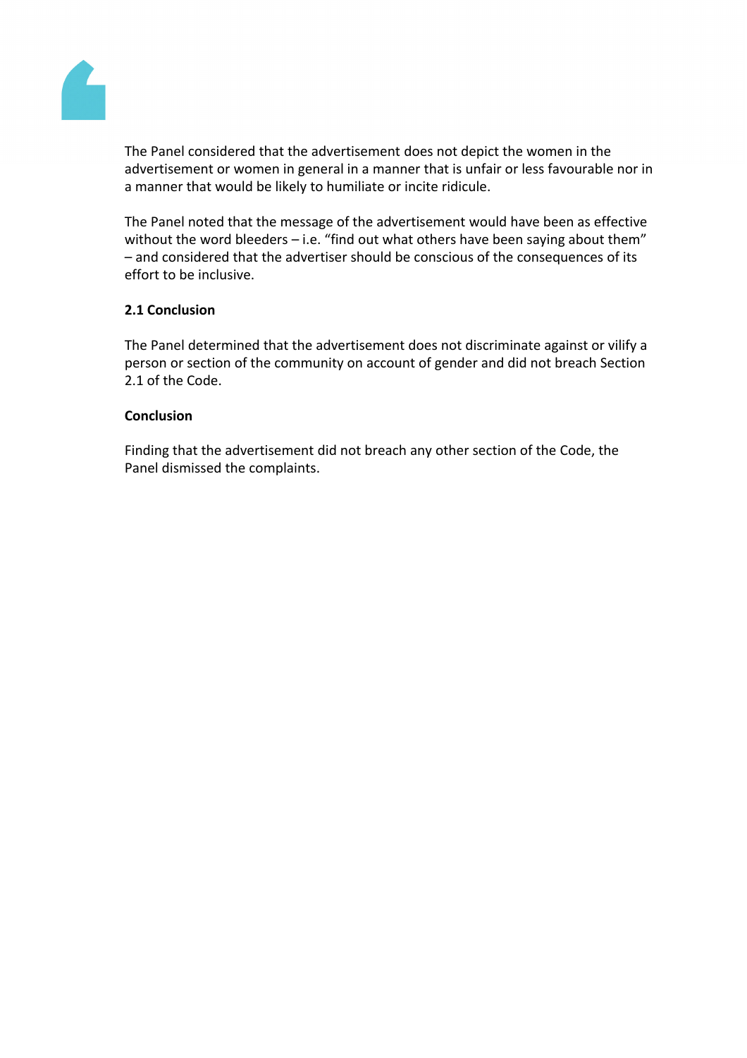The Panel considered that the advertisement does not depict the women in the advertisement or women in general in a manner that is unfair or less favourable nor in a manner that would be likely to humiliate or incite ridicule.

The Panel noted that the message of the advertisement would have been as effective without the word bleeders – i.e. "find out what others have been saying about them" – and considered that the advertiser should be conscious of the consequences of its effort to be inclusive.

**2.1 Conclusion**

The Panel determined that the advertisement does not discriminate against or vilify a person or section of the community on account of gender and did not breach Section 2.1 of the Code.

**Conclusion**

Finding that the advertisement did not breach any other section of the Code, the Panel dismissed the complaints.